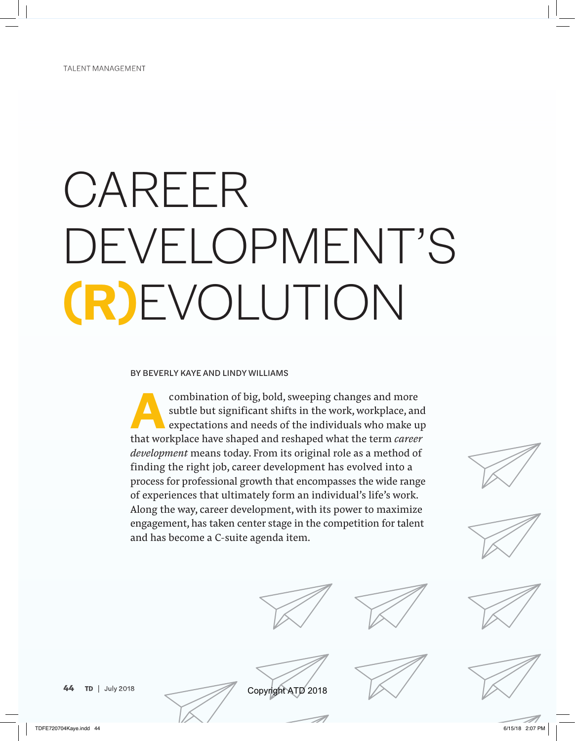TALENT MANAGEMENT

# CAREER DEVELOPMENT'S (R)EVOLUTION

BY BEVERLY KAYE AND LINDY WILLIAMS

A combination of big, bold, sweeping changes and more subtle but significant shifts in the work, workplace, and expectations and needs of the individuals who make up that workplace have shaped and reshaped what the term *career development* means today. From its original role as a method of finding the right job, career development has evolved into a process for professional growth that encompasses the wide range of experiences that ultimately form an individual's life's work. Along the way, career development, with its power to maximize engagement, has taken center stage in the competition for talent and has become a C-suite agenda item.

Copyright ATD 2018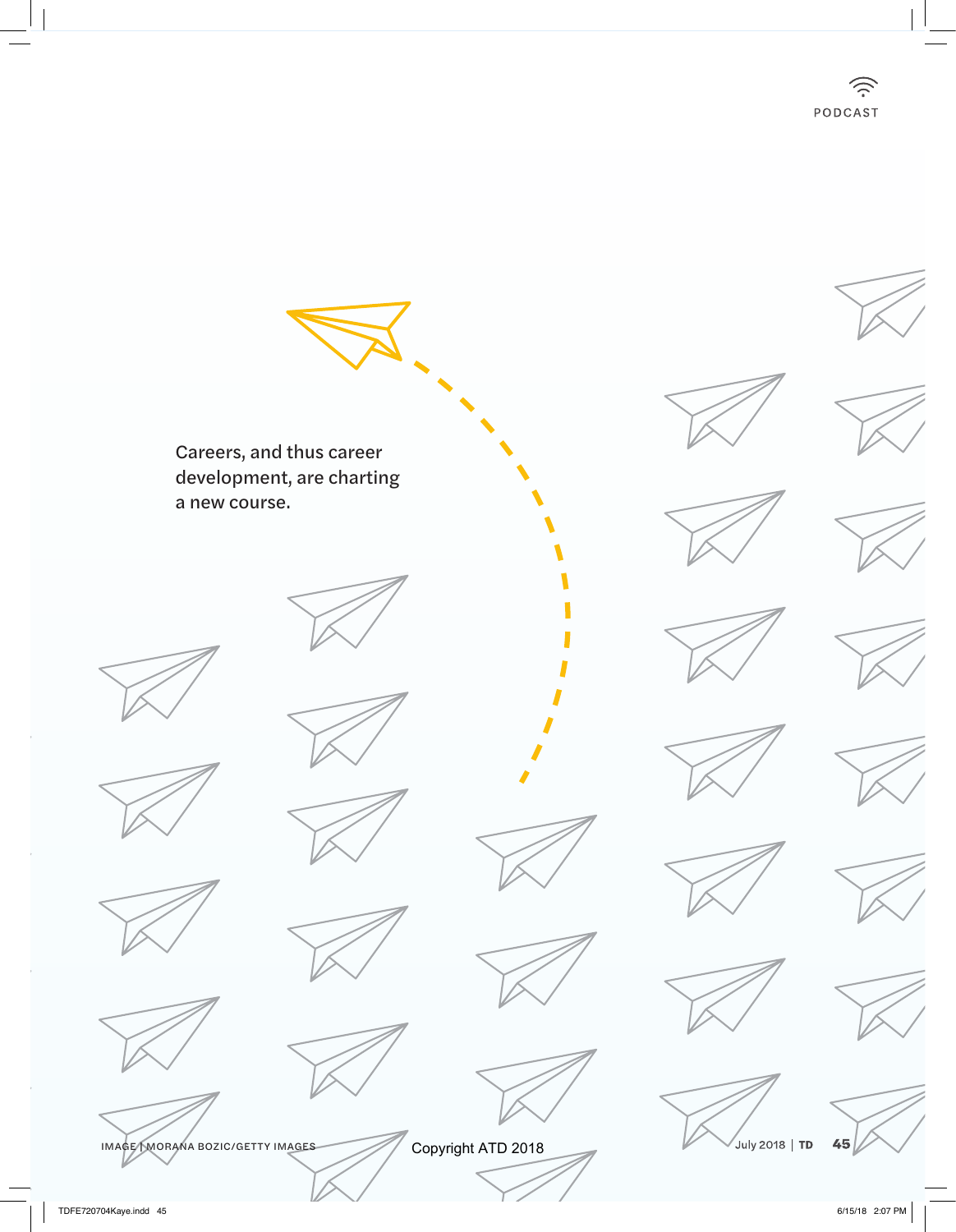PODCAST

Careers, and thus career development, are charting a new course.

IMAGE | MORANA BOZIC/GETTY IMAGES

Copyright ATD 2018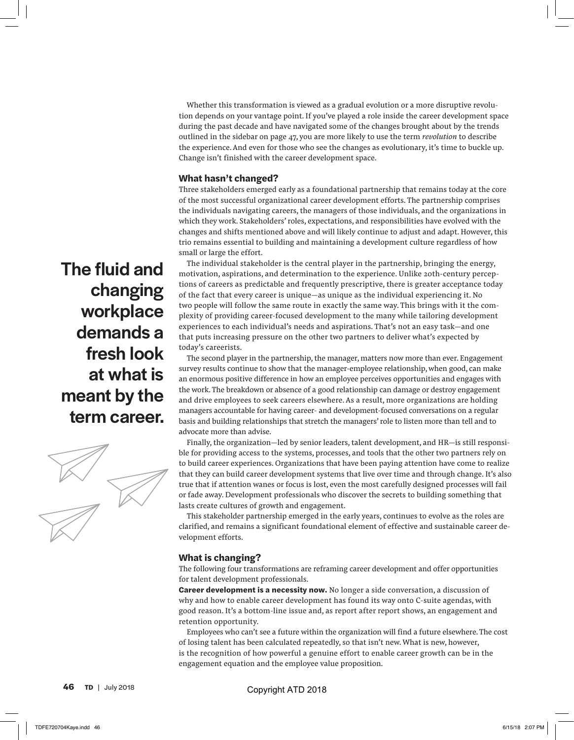Whether this transformation is viewed as a gradual evolution or a more disruptive revolution depends on your vantage point. If you've played a role inside the career development space during the past decade and have navigated some of the changes brought about by the trends outlined in the sidebar on page 47, you are more likely to use the term *revolution* to describe the experience. And even for those who see the changes as evolutionary, it's time to buckle up. Change isn't finished with the career development space.

### What hasn't changed?

Three stakeholders emerged early as a foundational partnership that remains today at the core of the most successful organizational career development efforts. The partnership comprises the individuals navigating careers, the managers of those individuals, and the organizations in which they work. Stakeholders' roles, expectations, and responsibilities have evolved with the changes and shifts mentioned above and will likely continue to adjust and adapt. However, this trio remains essential to building and maintaining a development culture regardless of how small or large the effort.

**The fluid and changing workplace demands a fresh look at what is meant by the term career.**

The individual stakeholder is the central player in the partnership, bringing the energy, motivation, aspirations, and determination to the experience. Unlike 20th-century perceptions of careers as predictable and frequently prescriptive, there is greater acceptance today of the fact that every career is unique—as unique as the individual experiencing it. No two people will follow the same route in exactly the same way. This brings with it the complexity of providing career-focused development to the many while tailoring development experiences to each individual's needs and aspirations. That's not an easy task—and one that puts increasing pressure on the other two partners to deliver what's expected by today's careerists.

The second player in the partnership, the manager, matters now more than ever. Engagement survey results continue to show that the manager-employee relationship, when good, can make an enormous positive difference in how an employee perceives opportunities and engages with the work. The breakdown or absence of a good relationship can damage or destroy engagement and drive employees to seek careers elsewhere. As a result, more organizations are holding managers accountable for having career- and development-focused conversations on a regular basis and building relationships that stretch the managers' role to listen more than tell and to advocate more than advise.

Finally, the organization—led by senior leaders, talent development, and HR—is still responsible for providing access to the systems, processes, and tools that the other two partners rely on to build career experiences. Organizations that have been paying attention have come to realize that they can build career development systems that live over time and through change. It's also true that if attention wanes or focus is lost, even the most carefully designed processes will fail or fade away. Development professionals who discover the secrets to building something that lasts create cultures of growth and engagement.

This stakeholder partnership emerged in the early years, continues to evolve as the roles are clarified, and remains a significant foundational element of effective and sustainable career development efforts.

### What is changing?

The following four transformations are reframing career development and offer opportunities for talent development professionals.

**Career development is a necessity now.** No longer a side conversation, a discussion of why and how to enable career development has found its way onto C-suite agendas, with good reason. It's a bottom-line issue and, as report after report shows, an engagement and retention opportunity.

Employees who can't see a future within the organization will find a future elsewhere. The cost of losing talent has been calculated repeatedly, so that isn't new. What is new, however, is the recognition of how powerful a genuine effort to enable career growth can be in the engagement equation and the employee value proposition.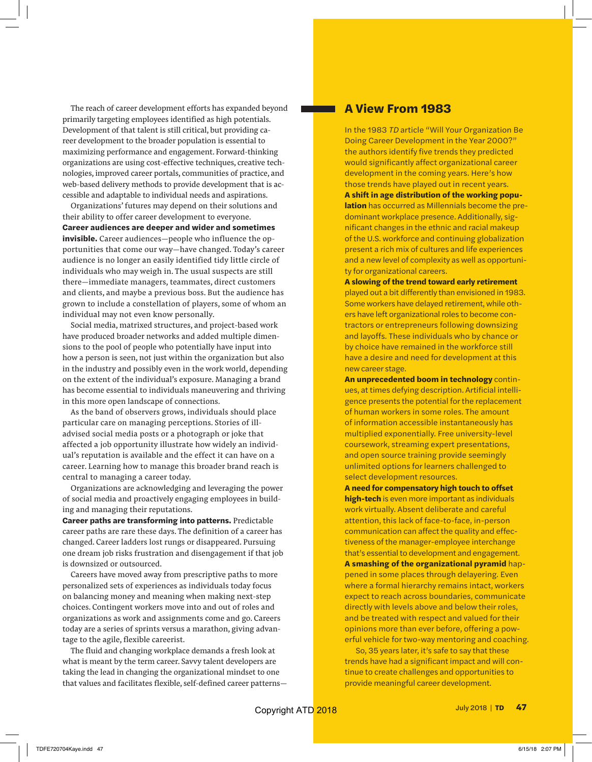The reach of career development efforts has expanded beyond primarily targeting employees identified as high potentials. Development of that talent is still critical, but providing career development to the broader population is essential to maximizing performance and engagement. Forward-thinking organizations are using cost-effective techniques, creative technologies, improved career portals, communities of practice, and web-based delivery methods to provide development that is accessible and adaptable to individual needs and aspirations.

Organizations' futures may depend on their solutions and their ability to offer career development to everyone.

**Career audiences are deeper and wider and sometimes invisible.** Career audiences—people who influence the opportunities that come our way—have changed. Today's career audience is no longer an easily identified tidy little circle of individuals who may weigh in. The usual suspects are still there—immediate managers, teammates, direct customers and clients, and maybe a previous boss. But the audience has grown to include a constellation of players, some of whom an individual may not even know personally.

Social media, matrixed structures, and project-based work have produced broader networks and added multiple dimensions to the pool of people who potentially have input into how a person is seen, not just within the organization but also in the industry and possibly even in the work world, depending on the extent of the individual's exposure. Managing a brand has become essential to individuals maneuvering and thriving in this more open landscape of connections.

As the band of observers grows, individuals should place particular care on managing perceptions. Stories of ill-advised social media posts or a photograph or joke that affected a job opportunity illustrate how widely an individual's reputation is available and the effect it can have on a career. Learning how to manage this broader brand reach is central to managing a career today.

Organizations are acknowledging and leveraging the power of social media and proactively engaging employees in building and managing their reputations.

**Career paths are transforming into patterns.** Predictable career paths are rare these days. The definition of a career has changed. Career ladders lost rungs or disappeared. Pursuing one dream job risks frustration and disengagement if that job is downsized or outsourced.

Careers have moved away from prescriptive paths to more personalized sets of experiences as individuals today focus on balancing money and meaning when making next-step choices. Contingent workers move into and out of roles and organizations as work and assignments come and go. Careers today are a series of sprints versus a marathon, giving advantage to the agile, flexible careerist.

The fluid and changing workplace demands a fresh look at what is meant by the term career. Savvy talent developers are taking the lead in changing the organizational mindset to one that values and facilitates flexible, self-defined career patterns—

## A View From 1983

In the 1983 *TD* article "Will Your Organization Be Doing Career Development in the Year 2000?" the authors identify five trends they predicted would significantly affect organizational career development in the coming years. Here's how those trends have played out in recent years.

**A shift in age distribution of the working population** has occurred as Millennials become the predominant workplace presence. Additionally, significant changes in the ethnic and racial makeup of the U.S. workforce and continuing globalization present a rich mix of cultures and life experiences and a new level of complexity as well as opportunity for organizational careers.

**A slowing of the trend toward early retirement** played out a bit differently than envisioned in 1983. Some workers have delayed retirement, while others have left organizational roles to become contractors or entrepreneurs following downsizing and layoffs. These individuals who by chance or by choice have remained in the workforce still have a desire and need for development at this new career stage.

**An unprecedented boom in technology** continues, at times defying description. Artificial intelligence presents the potential for the replacement of human workers in some roles. The amount of information accessible instantaneously has multiplied exponentially. Free university-level coursework, streaming expert presentations, and open source training provide seemingly unlimited options for learners challenged to select development resources.

**A need for compensatory high touch to offset high-tech** is even more important as individuals work virtually. Absent deliberate and careful attention, this lack of face-to-face, in-person communication can affect the quality and effectiveness of the manager-employee interchange that's essential to development and engagement.

**A smashing of the organizational pyramid** happened in some places through delayering. Even where a formal hierarchy remains intact, workers expect to reach across boundaries, communicate directly with levels above and below their roles, and be treated with respect and valued for their opinions more than ever before, offering a powerful vehicle for two-way mentoring and coaching.

So, 35 years later, it's safe to say that these trends have had a significant impact and will continue to create challenges and opportunities to provide meaningful career development.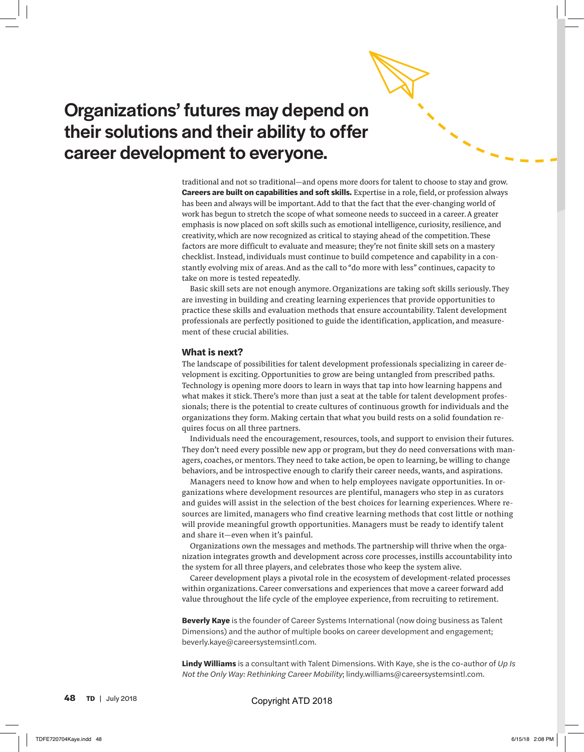## Organizations' futures may depend on their solutions and their ability to offer career development to everyone.

traditional and not so traditional—and opens more doors for talent to choose to stay and grow.

**Careers are built on capabilities and soft skills.** Expertise in a role, field, or profession always has been and always will be important. Add to that the fact that the ever-changing world of work has begun to stretch the scope of what someone needs to succeed in a career. A greater emphasis is now placed on soft skills such as emotional intelligence, curiosity, resilience, and creativity, which are now recognized as critical to staying ahead of the competition. These factors are more difficult to evaluate and measure; they're not finite skill sets on a mastery checklist. Instead, individuals must continue to build competence and capability in a constantly evolving mix of areas. And as the call to "do more with less" continues, capacity to take on more is tested repeatedly.

Basic skill sets are not enough anymore. Organizations are taking soft skills seriously. They are investing in building and creating learning experiences that provide opportunities to practice these skills and evaluation methods that ensure accountability. Talent development professionals are perfectly positioned to guide the identification, application, and measurement of these crucial abilities.

### What is next?

The landscape of possibilities for talent development professionals specializing in career development is exciting. Opportunities to grow are being untangled from prescribed paths. Technology is opening more doors to learn in ways that tap into how learning happens and what makes it stick. There's more than just a seat at the table for talent development professionals; there is the potential to create cultures of continuous growth for individuals and the organizations they form. Making certain that what you build rests on a solid foundation requires focus on all three partners.

Individuals need the encouragement, resources, tools, and support to envision their futures. They don't need every possible new app or program, but they do need conversations with managers, coaches, or mentors. They need to take action, be open to learning, be willing to change behaviors, and be introspective enough to clarify their career needs, wants, and aspirations.

Managers need to know how and when to help employees navigate opportunities. In organizations where development resources are plentiful, managers who step in as curators and guides will assist in the selection of the best choices for learning experiences. Where resources are limited, managers who find creative learning methods that cost little or nothing will provide meaningful growth opportunities. Managers must be ready to identify talent and share it—even when it's painful.

Organizations own the messages and methods. The partnership will thrive when the organization integrates growth and development across core processes, instills accountability into the system for all three players, and celebrates those who keep the system alive.

Career development plays a pivotal role in the ecosystem of development-related processes within organizations. Career conversations and experiences that move a career forward add value throughout the life cycle of the employee experience, from recruiting to retirement.

**Beverly Kaye** is the founder of Career Systems International (now doing business as Talent Dimensions) and the author of multiple books on career development and engagement; beverly.kaye@careersystemsintl.com.

**Lindy Williams** is a consultant with Talent Dimensions. With Kaye, she is the co-author of *Up Is Not the Only Way: Rethinking Career Mobility*; lindy.williams@careersystemsintl.com.

Copyright ATD 2018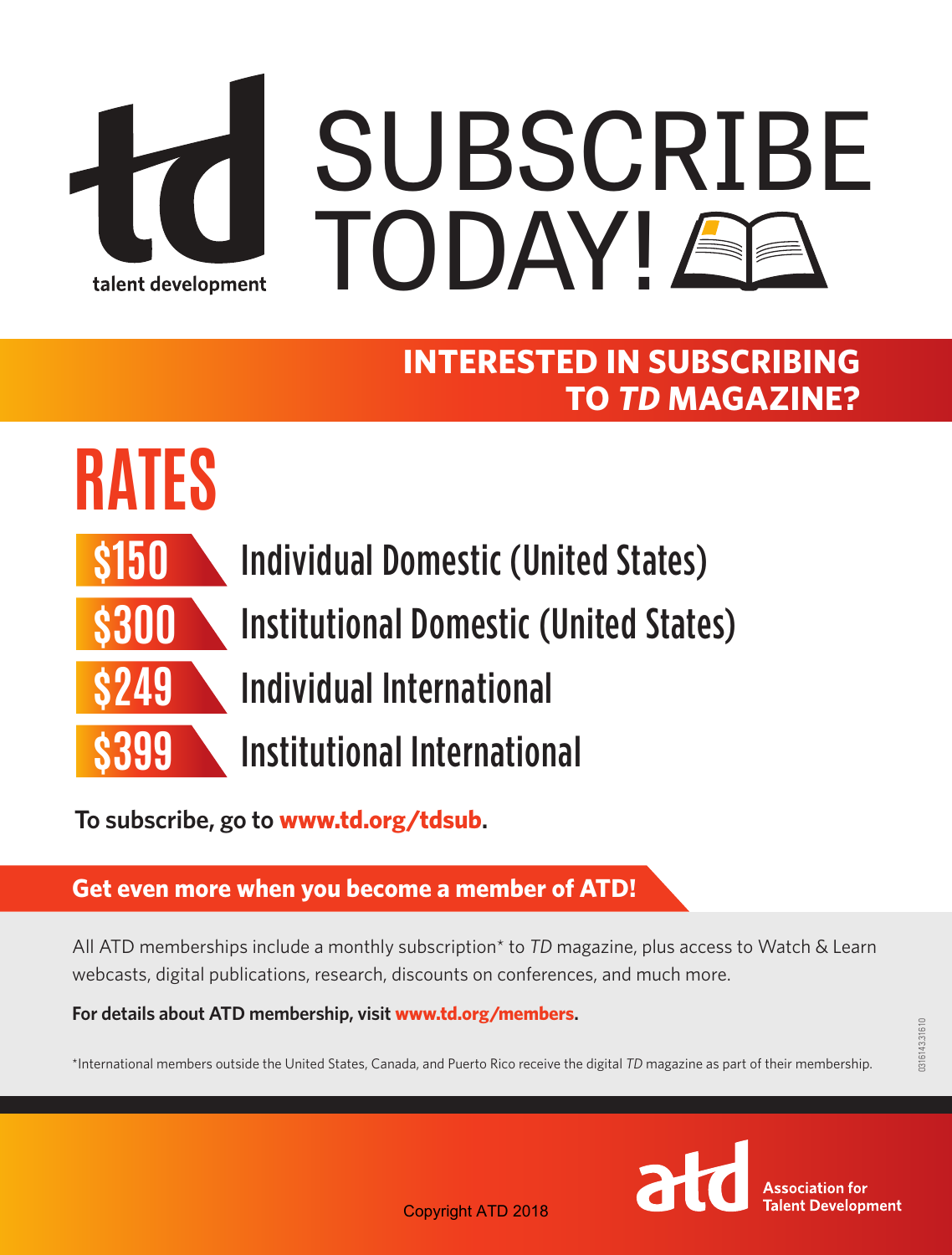td
talent development

# SUBSCRIBE TODAY!

## INTERESTED IN SUBSCRIBING TO *TD* MAGAZINE?

# RATES

| | |
|---|---|
| $150 | Individual Domestic (United States) |
| $300 | Institutional Domestic (United States) |
| $249 | Individual International |
| $399 | Institutional International |

**To subscribe, go to www.td.org/tdsub.**

## Get even more when you become a member of ATD!

All ATD memberships include a monthly subscription* to *TD* magazine, plus access to Watch & Learn webcasts, digital publications, research, discounts on conferences, and much more.

**For details about ATD membership, visit www.td.org/members.**

*International members outside the United States, Canada, and Puerto Rico receive the digital *TD* magazine as part of their membership.

031614.31610

Copyright ATD 2018

atd Association for Talent Development